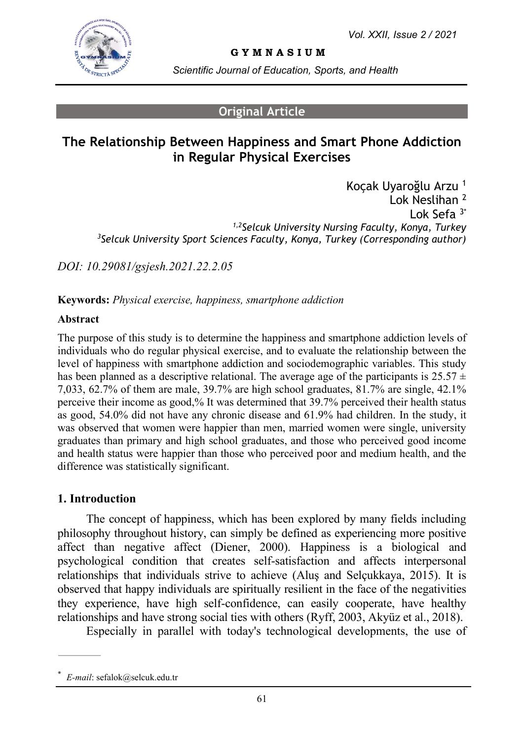**Original Article**

# The Relationship Between Happiness and Smart Phone Addiction in Regular Physical Exercises

Koçak Uyaroğlu Arzu [1]
Lok Neslihan [2]
Lok Sefa [3*]

[1,2]*Selcuk University Nursing Faculty, Konya, Turkey*
[3]*Selcuk University Sport Sciences Faculty, Konya, Turkey (Corresponding author)*

*DOI: 10.29081/gsjesh.2021.22.2.05*

**Keywords:** *Physical exercise, happiness, smartphone addiction*

**Abstract**

The purpose of this study is to determine the happiness and smartphone addiction levels of individuals who do regular physical exercise, and to evaluate the relationship between the level of happiness with smartphone addiction and sociodemographic variables. This study has been planned as a descriptive relational. The average age of the participants is $25.57 \pm 7{,}033$, 62.7% of them are male, 39.7% are high school graduates, 81.7% are single, 42.1% perceive their income as good,% It was determined that 39.7% perceived their health status as good, 54.0% did not have any chronic disease and 61.9% had children. In the study, it was observed that women were happier than men, married women were single, university graduates than primary and high school graduates, and those who perceived good income and health status were happier than those who perceived poor and medium health, and the difference was statistically significant.

## 1. Introduction

The concept of happiness, which has been explored by many fields including philosophy throughout history, can simply be defined as experiencing more positive affect than negative affect (Diener, 2000). Happiness is a biological and psychological condition that creates self-satisfaction and affects interpersonal relationships that individuals strive to achieve (Aluş and Selçukkaya, 2015). It is observed that happy individuals are spiritually resilient in the face of the negativities they experience, have high self-confidence, can easily cooperate, have healthy relationships and have strong social ties with others (Ryff, 2003, Akyüz et al., 2018).

Especially in parallel with today's technological developments, the use of

[*] *E-mail*: sefalok@selcuk.edu.tr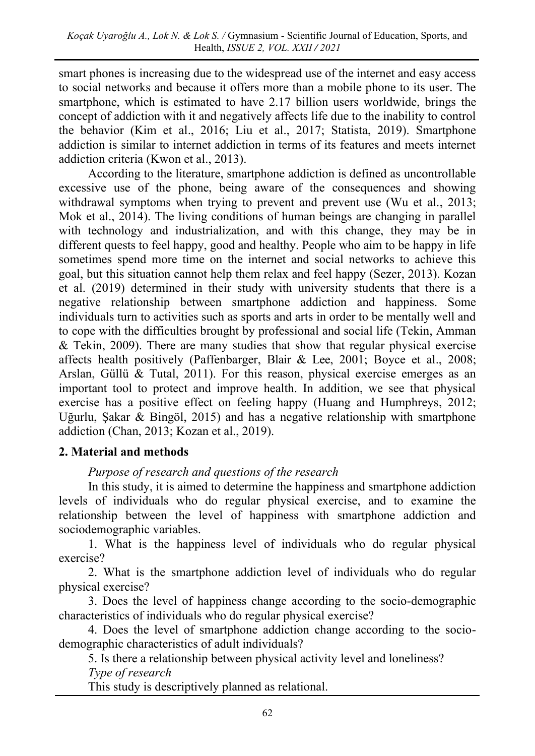smart phones is increasing due to the widespread use of the internet and easy access to social networks and because it offers more than a mobile phone to its user. The smartphone, which is estimated to have 2.17 billion users worldwide, brings the concept of addiction with it and negatively affects life due to the inability to control the behavior (Kim et al., 2016; Liu et al., 2017; Statista, 2019). Smartphone addiction is similar to internet addiction in terms of its features and meets internet addiction criteria (Kwon et al., 2013).

According to the literature, smartphone addiction is defined as uncontrollable excessive use of the phone, being aware of the consequences and showing withdrawal symptoms when trying to prevent and prevent use (Wu et al., 2013; Mok et al., 2014). The living conditions of human beings are changing in parallel with technology and industrialization, and with this change, they may be in different quests to feel happy, good and healthy. People who aim to be happy in life sometimes spend more time on the internet and social networks to achieve this goal, but this situation cannot help them relax and feel happy (Sezer, 2013). Kozan et al. (2019) determined in their study with university students that there is a negative relationship between smartphone addiction and happiness. Some individuals turn to activities such as sports and arts in order to be mentally well and to cope with the difficulties brought by professional and social life (Tekin, Amman & Tekin, 2009). There are many studies that show that regular physical exercise affects health positively (Paffenbarger, Blair & Lee, 2001; Boyce et al., 2008; Arslan, Güllü & Tutal, 2011). For this reason, physical exercise emerges as an important tool to protect and improve health. In addition, we see that physical exercise has a positive effect on feeling happy (Huang and Humphreys, 2012; Uğurlu, Şakar & Bingöl, 2015) and has a negative relationship with smartphone addiction (Chan, 2013; Kozan et al., 2019).

## 2. Material and methods

*Purpose of research and questions of the research*

In this study, it is aimed to determine the happiness and smartphone addiction levels of individuals who do regular physical exercise, and to examine the relationship between the level of happiness with smartphone addiction and sociodemographic variables.

1. What is the happiness level of individuals who do regular physical exercise?

2. What is the smartphone addiction level of individuals who do regular physical exercise?

3. Does the level of happiness change according to the socio-demographic characteristics of individuals who do regular physical exercise?

4. Does the level of smartphone addiction change according to the socio-demographic characteristics of adult individuals?

5. Is there a relationship between physical activity level and loneliness?

*Type of research*

This study is descriptively planned as relational.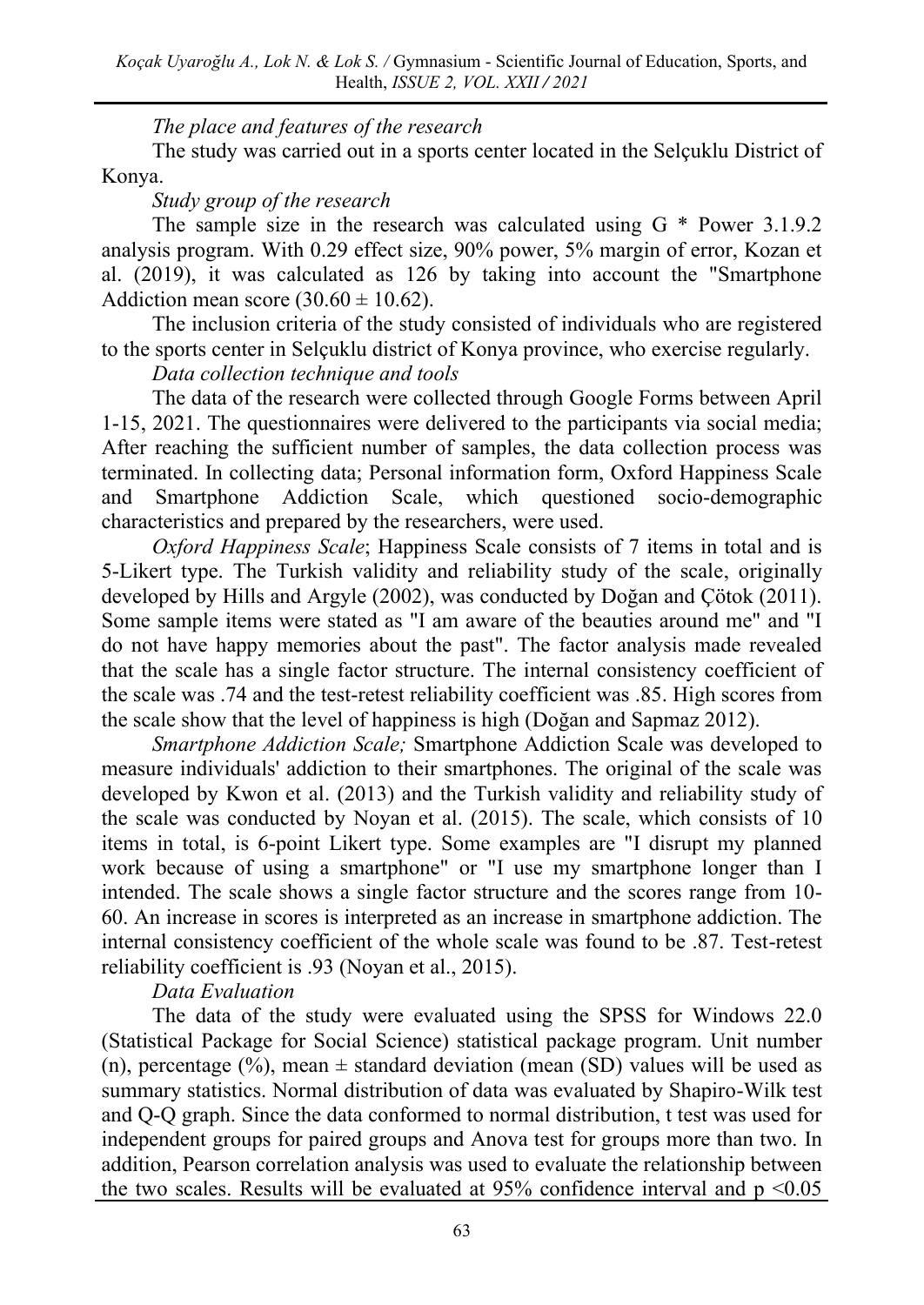*The place and features of the research*

The study was carried out in a sports center located in the Selçuklu District of Konya.

*Study group of the research*

The sample size in the research was calculated using G * Power 3.1.9.2 analysis program. With 0.29 effect size, 90% power, 5% margin of error, Kozan et al. (2019), it was calculated as 126 by taking into account the "Smartphone Addiction mean score ($30.60 \pm 10.62$).

The inclusion criteria of the study consisted of individuals who are registered to the sports center in Selçuklu district of Konya province, who exercise regularly.

*Data collection technique and tools*

The data of the research were collected through Google Forms between April 1-15, 2021. The questionnaires were delivered to the participants via social media; After reaching the sufficient number of samples, the data collection process was terminated. In collecting data; Personal information form, Oxford Happiness Scale and Smartphone Addiction Scale, which questioned socio-demographic characteristics and prepared by the researchers, were used.

*Oxford Happiness Scale*; Happiness Scale consists of 7 items in total and is 5-Likert type. The Turkish validity and reliability study of the scale, originally developed by Hills and Argyle (2002), was conducted by Doğan and Çötok (2011). Some sample items were stated as "I am aware of the beauties around me" and "I do not have happy memories about the past". The factor analysis made revealed that the scale has a single factor structure. The internal consistency coefficient of the scale was .74 and the test-retest reliability coefficient was .85. High scores from the scale show that the level of happiness is high (Doğan and Sapmaz 2012).

*Smartphone Addiction Scale;* Smartphone Addiction Scale was developed to measure individuals' addiction to their smartphones. The original of the scale was developed by Kwon et al. (2013) and the Turkish validity and reliability study of the scale was conducted by Noyan et al. (2015). The scale, which consists of 10 items in total, is 6-point Likert type. Some examples are "I disrupt my planned work because of using a smartphone" or "I use my smartphone longer than I intended. The scale shows a single factor structure and the scores range from 10-60. An increase in scores is interpreted as an increase in smartphone addiction. The internal consistency coefficient of the whole scale was found to be .87. Test-retest reliability coefficient is .93 (Noyan et al., 2015).

*Data Evaluation*

The data of the study were evaluated using the SPSS for Windows 22.0 (Statistical Package for Social Science) statistical package program. Unit number (n), percentage (%), mean ± standard deviation (mean (SD) values will be used as summary statistics. Normal distribution of data was evaluated by Shapiro-Wilk test and Q-Q graph. Since the data conformed to normal distribution, t test was used for independent groups for paired groups and Anova test for groups more than two. In addition, Pearson correlation analysis was used to evaluate the relationship between the two scales. Results will be evaluated at 95% confidence interval and $p < 0.05$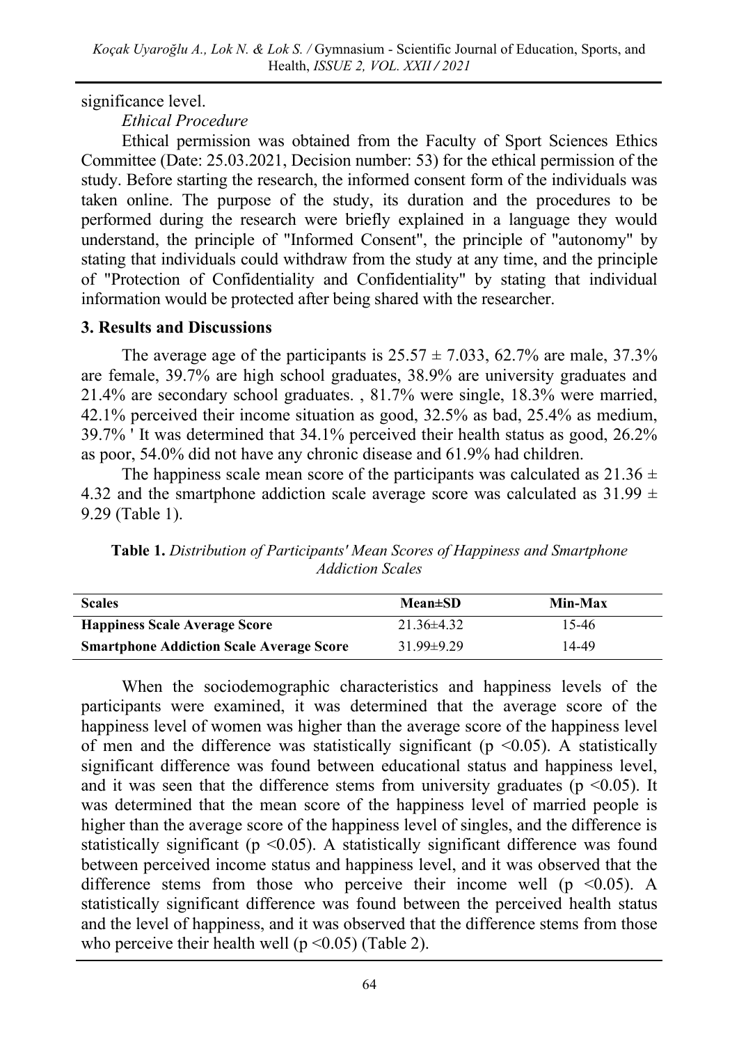significance level.

*Ethical Procedure*

Ethical permission was obtained from the Faculty of Sport Sciences Ethics Committee (Date: 25.03.2021, Decision number: 53) for the ethical permission of the study. Before starting the research, the informed consent form of the individuals was taken online. The purpose of the study, its duration and the procedures to be performed during the research were briefly explained in a language they would understand, the principle of "Informed Consent", the principle of "autonomy" by stating that individuals could withdraw from the study at any time, and the principle of "Protection of Confidentiality and Confidentiality" by stating that individual information would be protected after being shared with the researcher.

## 3. Results and Discussions

The average age of the participants is 25.57 ± 7.033, 62.7% are male, 37.3% are female, 39.7% are high school graduates, 38.9% are university graduates and 21.4% are secondary school graduates. , 81.7% were single, 18.3% were married, 42.1% perceived their income situation as good, 32.5% as bad, 25.4% as medium, 39.7% ' It was determined that 34.1% perceived their health status as good, 26.2% as poor, 54.0% did not have any chronic disease and 61.9% had children.

The happiness scale mean score of the participants was calculated as 21.36 ± 4.32 and the smartphone addiction scale average score was calculated as 31.99 ± 9.29 (Table 1).

**Table 1.** *Distribution of Participants' Mean Scores of Happiness and Smartphone Addiction Scales*

| Scales | Mean±SD | Min-Max |
|---|---|---|
| **Happiness Scale Average Score** | 21.36±4.32 | 15-46 |
| **Smartphone Addiction Scale Average Score** | 31.99±9.29 | 14-49 |

When the sociodemographic characteristics and happiness levels of the participants were examined, it was determined that the average score of the happiness level of women was higher than the average score of the happiness level of men and the difference was statistically significant ($p < 0.05$). A statistically significant difference was found between educational status and happiness level, and it was seen that the difference stems from university graduates ($p < 0.05$). It was determined that the mean score of the happiness level of married people is higher than the average score of the happiness level of singles, and the difference is statistically significant ($p < 0.05$). A statistically significant difference was found between perceived income status and happiness level, and it was observed that the difference stems from those who perceive their income well ($p < 0.05$). A statistically significant difference was found between the perceived health status and the level of happiness, and it was observed that the difference stems from those who perceive their health well ($p < 0.05$) (Table 2).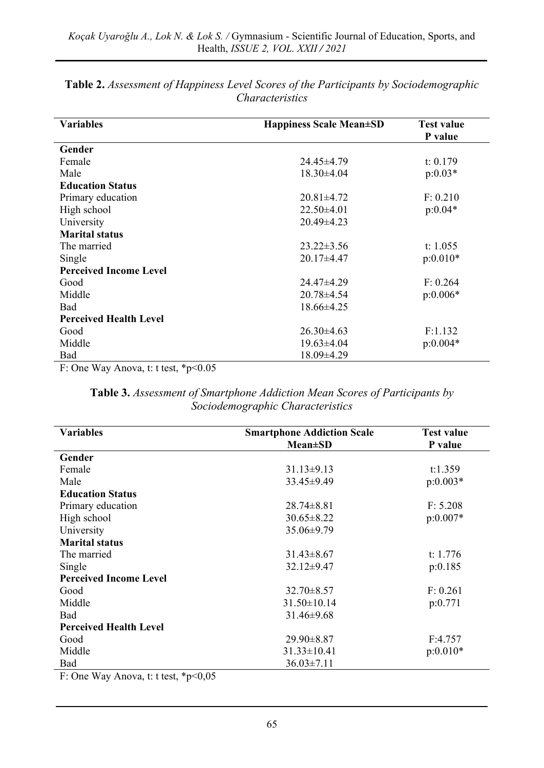**Table 2.** *Assessment of Happiness Level Scores of the Participants by Sociodemographic Characteristics*

| Variables | Happiness Scale Mean±SD | Test value P value |
|---|---|---|
| **Gender** | | |
| Female | 24.45±4.79 | t: 0.179 |
| Male | 18.30±4.04 | p:0.03* |
| **Education Status** | | |
| Primary education | 20.81±4.72 | F: 0.210 |
| High school | 22.50±4.01 | p:0.04* |
| University | 20.49±4.23 | |
| **Marital status** | | |
| The married | 23.22±3.56 | t: 1.055 |
| Single | 20.17±4.47 | p:0.010* |
| **Perceived Income Level** | | |
| Good | 24.47±4.29 | F: 0.264 |
| Middle | 20.78±4.54 | p:0.006* |
| Bad | 18.66±4.25 | |
| **Perceived Health Level** | | |
| Good | 26.30±4.63 | F:1.132 |
| Middle | 19.63±4.04 | p:0.004* |
| Bad | 18.09±4.29 | |

F: One Way Anova, t: t test, *p<0.05

**Table 3.** *Assessment of Smartphone Addiction Mean Scores of Participants by Sociodemographic Characteristics*

| Variables | Smartphone Addiction Scale Mean±SD | Test value P value |
|---|---|---|
| **Gender** | | |
| Female | 31.13±9.13 | t:1.359 |
| Male | 33.45±9.49 | p:0.003* |
| **Education Status** | | |
| Primary education | 28.74±8.81 | F: 5.208 |
| High school | 30.65±8.22 | p:0.007* |
| University | 35.06±9.79 | |
| **Marital status** | | |
| The married | 31.43±8.67 | t: 1.776 |
| Single | 32.12±9.47 | p:0.185 |
| **Perceived Income Level** | | |
| Good | 32.70±8.57 | F: 0.261 |
| Middle | 31.50±10.14 | p:0.771 |
| Bad | 31.46±9.68 | |
| **Perceived Health Level** | | |
| Good | 29.90±8.87 | F:4.757 |
| Middle | 31.33±10.41 | p:0.010* |
| Bad | 36.03±7.11 | |

F: One Way Anova, t: t test, *p<0,05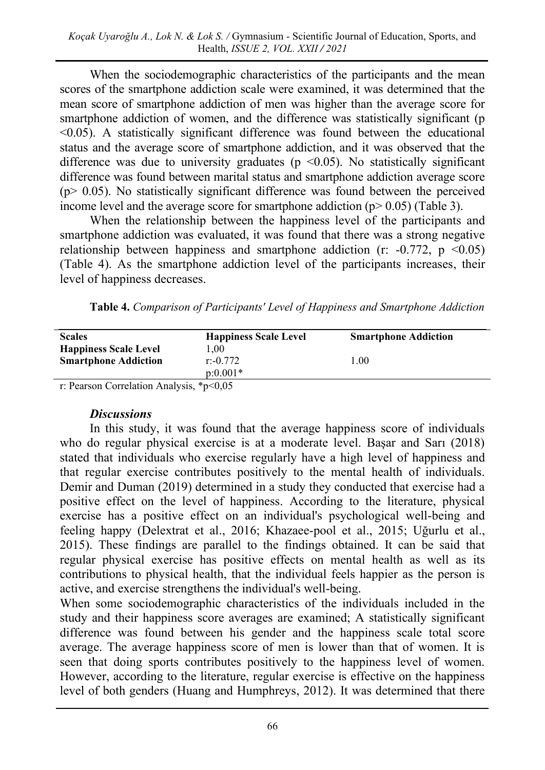When the sociodemographic characteristics of the participants and the mean scores of the smartphone addiction scale were examined, it was determined that the mean score of smartphone addiction of men was higher than the average score for smartphone addiction of women, and the difference was statistically significant ($p < 0.05$). A statistically significant difference was found between the educational status and the average score of smartphone addiction, and it was observed that the difference was due to university graduates ($p < 0.05$). No statistically significant difference was found between marital status and smartphone addiction average score ($p > 0.05$). No statistically significant difference was found between the perceived income level and the average score for smartphone addiction ($p > 0.05$) (Table 3).

When the relationship between the happiness level of the participants and smartphone addiction was evaluated, it was found that there was a strong negative relationship between happiness and smartphone addiction (r: -0.772, $p < 0.05$) (Table 4). As the smartphone addiction level of the participants increases, their level of happiness decreases.

**Table 4.** *Comparison of Participants' Level of Happiness and Smartphone Addiction*

| Scales | Happiness Scale Level | Smartphone Addiction |
|---|---|---|
| **Happiness Scale Level** | 1,00 | |
| **Smartphone Addiction** | r:-0.772<br>p:0.001* | 1.00 |

r: Pearson Correlation Analysis, *p<0,05

### *Discussions*

In this study, it was found that the average happiness score of individuals who do regular physical exercise is at a moderate level. Başar and Sarı (2018) stated that individuals who exercise regularly have a high level of happiness and that regular exercise contributes positively to the mental health of individuals. Demir and Duman (2019) determined in a study they conducted that exercise had a positive effect on the level of happiness. According to the literature, physical exercise has a positive effect on an individual's psychological well-being and feeling happy (Delextrat et al., 2016; Khazaee-pool et al., 2015; Uğurlu et al., 2015). These findings are parallel to the findings obtained. It can be said that regular physical exercise has positive effects on mental health as well as its contributions to physical health, that the individual feels happier as the person is active, and exercise strengthens the individual's well-being.

When some sociodemographic characteristics of the individuals included in the study and their happiness score averages are examined; A statistically significant difference was found between his gender and the happiness scale total score average. The average happiness score of men is lower than that of women. It is seen that doing sports contributes positively to the happiness level of women. However, according to the literature, regular exercise is effective on the happiness level of both genders (Huang and Humphreys, 2012). It was determined that there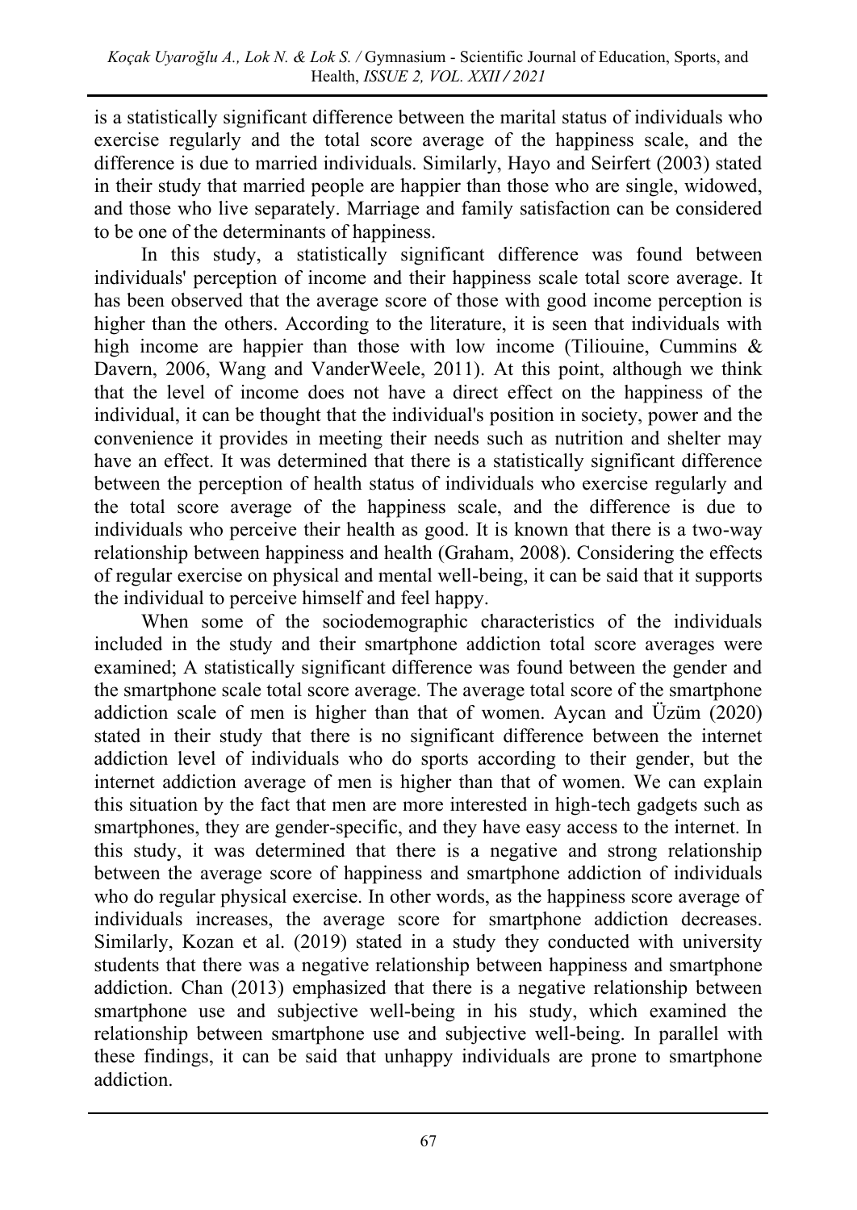is a statistically significant difference between the marital status of individuals who exercise regularly and the total score average of the happiness scale, and the difference is due to married individuals. Similarly, Hayo and Seirfert (2003) stated in their study that married people are happier than those who are single, widowed, and those who live separately. Marriage and family satisfaction can be considered to be one of the determinants of happiness.

In this study, a statistically significant difference was found between individuals' perception of income and their happiness scale total score average. It has been observed that the average score of those with good income perception is higher than the others. According to the literature, it is seen that individuals with high income are happier than those with low income (Tiliouine, Cummins & Davern, 2006, Wang and VanderWeele, 2011). At this point, although we think that the level of income does not have a direct effect on the happiness of the individual, it can be thought that the individual's position in society, power and the convenience it provides in meeting their needs such as nutrition and shelter may have an effect. It was determined that there is a statistically significant difference between the perception of health status of individuals who exercise regularly and the total score average of the happiness scale, and the difference is due to individuals who perceive their health as good. It is known that there is a two-way relationship between happiness and health (Graham, 2008). Considering the effects of regular exercise on physical and mental well-being, it can be said that it supports the individual to perceive himself and feel happy.

When some of the sociodemographic characteristics of the individuals included in the study and their smartphone addiction total score averages were examined; A statistically significant difference was found between the gender and the smartphone scale total score average. The average total score of the smartphone addiction scale of men is higher than that of women. Aycan and Üzüm (2020) stated in their study that there is no significant difference between the internet addiction level of individuals who do sports according to their gender, but the internet addiction average of men is higher than that of women. We can explain this situation by the fact that men are more interested in high-tech gadgets such as smartphones, they are gender-specific, and they have easy access to the internet. In this study, it was determined that there is a negative and strong relationship between the average score of happiness and smartphone addiction of individuals who do regular physical exercise. In other words, as the happiness score average of individuals increases, the average score for smartphone addiction decreases. Similarly, Kozan et al. (2019) stated in a study they conducted with university students that there was a negative relationship between happiness and smartphone addiction. Chan (2013) emphasized that there is a negative relationship between smartphone use and subjective well-being in his study, which examined the relationship between smartphone use and subjective well-being. In parallel with these findings, it can be said that unhappy individuals are prone to smartphone addiction.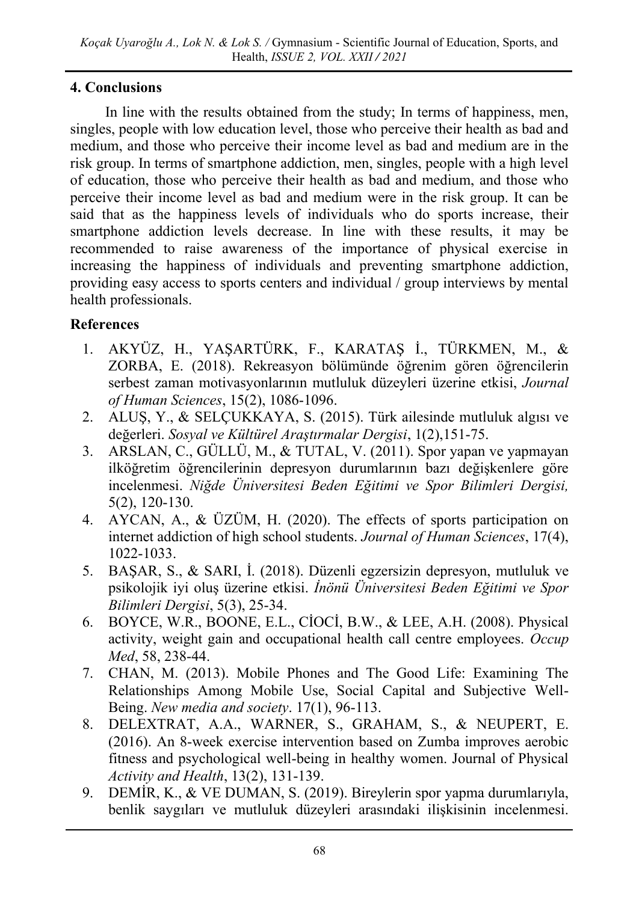## 4. Conclusions

In line with the results obtained from the study; In terms of happiness, men, singles, people with low education level, those who perceive their health as bad and medium, and those who perceive their income level as bad and medium are in the risk group. In terms of smartphone addiction, men, singles, people with a high level of education, those who perceive their health as bad and medium, and those who perceive their income level as bad and medium were in the risk group. It can be said that as the happiness levels of individuals who do sports increase, their smartphone addiction levels decrease. In line with these results, it may be recommended to raise awareness of the importance of physical exercise in increasing the happiness of individuals and preventing smartphone addiction, providing easy access to sports centers and individual / group interviews by mental health professionals.

## References

1. AKYÜZ, H., YAŞARTÜRK, F., KARATAŞ İ., TÜRKMEN, M., & ZORBA, E. (2018). Rekreasyon bölümünde öğrenim gören öğrencilerin serbest zaman motivasyonlarının mutluluk düzeyleri üzerine etkisi, *Journal of Human Sciences*, 15(2), 1086-1096.
2. ALUŞ, Y., & SELÇUKKAYA, S. (2015). Türk ailesinde mutluluk algısı ve değerleri. *Sosyal ve Kültürel Araştırmalar Dergisi*, 1(2),151-75.
3. ARSLAN, C., GÜLLÜ, M., & TUTAL, V. (2011). Spor yapan ve yapmayan ilköğretim öğrencilerinin depresyon durumlarının bazı değişkenlere göre incelenmesi. *Niğde Üniversitesi Beden Eğitimi ve Spor Bilimleri Dergisi,* 5(2), 120-130.
4. AYCAN, A., & ÜZÜM, H. (2020). The effects of sports participation on internet addiction of high school students. *Journal of Human Sciences*, 17(4), 1022-1033.
5. BAŞAR, S., & SARI, İ. (2018). Düzenli egzersizin depresyon, mutluluk ve psikolojik iyi oluş üzerine etkisi. *İnönü Üniversitesi Beden Eğitimi ve Spor Bilimleri Dergisi*, 5(3), 25-34.
6. BOYCE, W.R., BOONE, E.L., CİOCİ, B.W., & LEE, A.H. (2008). Physical activity, weight gain and occupational health call centre employees. *Occup Med*, 58, 238-44.
7. CHAN, M. (2013). Mobile Phones and The Good Life: Examining The Relationships Among Mobile Use, Social Capital and Subjective Well-Being. *New media and society*. 17(1), 96-113.
8. DELEXTRAT, A.A., WARNER, S., GRAHAM, S., & NEUPERT, E. (2016). An 8-week exercise intervention based on Zumba improves aerobic fitness and psychological well-being in healthy women. Journal of Physical *Activity and Health*, 13(2), 131-139.
9. DEMİR, K., & VE DUMAN, S. (2019). Bireylerin spor yapma durumlarıyla, benlik saygıları ve mutluluk düzeyleri arasındaki ilişkisinin incelenmesi.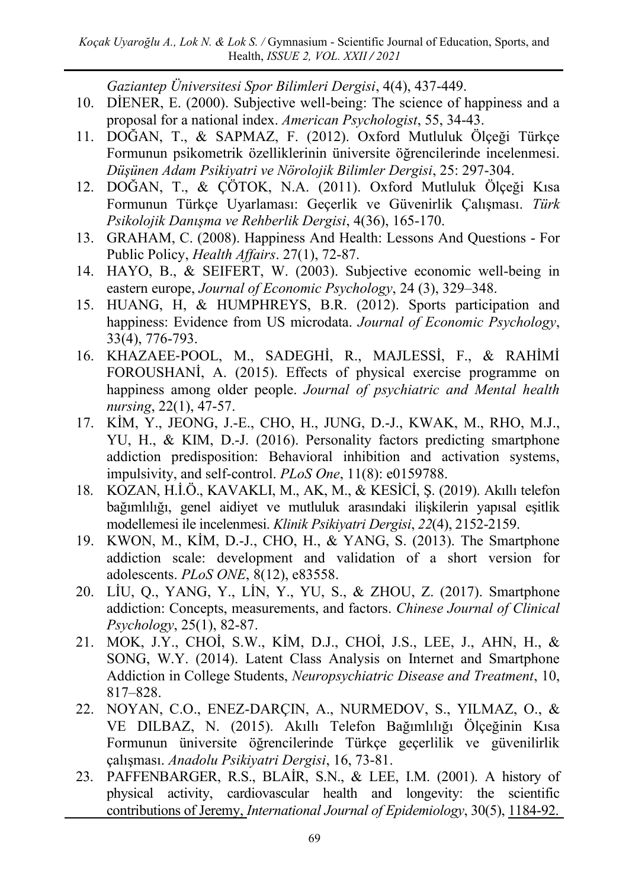*Gaziantep Üniversitesi Spor Bilimleri Dergisi*, 4(4), 437-449.

10. DİENER, E. (2000). Subjective well-being: The science of happiness and a proposal for a national index. *American Psychologist*, 55, 34-43.
11. DOĞAN, T., & SAPMAZ, F. (2012). Oxford Mutluluk Ölçeği Türkçe Formunun psikometrik özelliklerinin üniversite öğrencilerinde incelenmesi. *Düşünen Adam Psikiyatri ve Nörolojik Bilimler Dergisi*, 25: 297-304.
12. DOĞAN, T., & ÇÖTOK, N.A. (2011). Oxford Mutluluk Ölçeği Kısa Formunun Türkçe Uyarlaması: Geçerlik ve Güvenirlik Çalışması. *Türk Psikolojik Danışma ve Rehberlik Dergisi*, 4(36), 165-170.
13. GRAHAM, C. (2008). Happiness And Health: Lessons And Questions - For Public Policy, *Health Affairs*. 27(1), 72-87.
14. HAYO, B., & SEIFERT, W. (2003). Subjective economic well-being in eastern europe, *Journal of Economic Psychology*, 24 (3), 329–348.
15. HUANG, H, & HUMPHREYS, B.R. (2012). Sports participation and happiness: Evidence from US microdata. *Journal of Economic Psychology*, 33(4), 776-793.
16. KHAZAEE-POOL, M., SADEGHİ, R., MAJLESSİ, F., & RAHİMİ FOROUSHANİ, A. (2015). Effects of physical exercise programme on happiness among older people. *Journal of psychiatric and Mental health nursing*, 22(1), 47-57.
17. KİM, Y., JEONG, J.-E., CHO, H., JUNG, D.-J., KWAK, M., RHO, M.J., YU, H., & KIM, D.-J. (2016). Personality factors predicting smartphone addiction predisposition: Behavioral inhibition and activation systems, impulsivity, and self-control. *PLoS One*, 11(8): e0159788.
18. KOZAN, H.İ.Ö., KAVAKLI, M., AK, M., & KESİCİ, Ş. (2019). Akıllı telefon bağımlılığı, genel aidiyet ve mutluluk arasındaki ilişkilerin yapısal eşitlik modellemesi ile incelenmesi. *Klinik Psikiyatri Dergisi*, *22*(4), 2152-2159.
19. KWON, M., KİM, D.-J., CHO, H., & YANG, S. (2013). The Smartphone addiction scale: development and validation of a short version for adolescents. *PLoS ONE*, 8(12), e83558.
20. LİU, Q., YANG, Y., LİN, Y., YU, S., & ZHOU, Z. (2017). Smartphone addiction: Concepts, measurements, and factors. *Chinese Journal of Clinical Psychology*, 25(1), 82-87.
21. MOK, J.Y., CHOİ, S.W., KİM, D.J., CHOİ, J.S., LEE, J., AHN, H., & SONG, W.Y. (2014). Latent Class Analysis on Internet and Smartphone Addiction in College Students, *Neuropsychiatric Disease and Treatment*, 10, 817–828.
22. NOYAN, C.O., ENEZ-DARÇIN, A., NURMEDOV, S., YILMAZ, O., & VE DILBAZ, N. (2015). Akıllı Telefon Bağımlılığı Ölçeğinin Kısa Formunun üniversite öğrencilerinde Türkçe geçerlilik ve güvenilirlik çalışması. *Anadolu Psikiyatri Dergisi*, 16, 73-81.
23. PAFFENBARGER, R.S., BLAİR, S.N., & LEE, I.M. (2001). A history of physical activity, cardiovascular health and longevity: the scientific contributions of Jeremy, *International Journal of Epidemiology*, 30(5), 1184-92.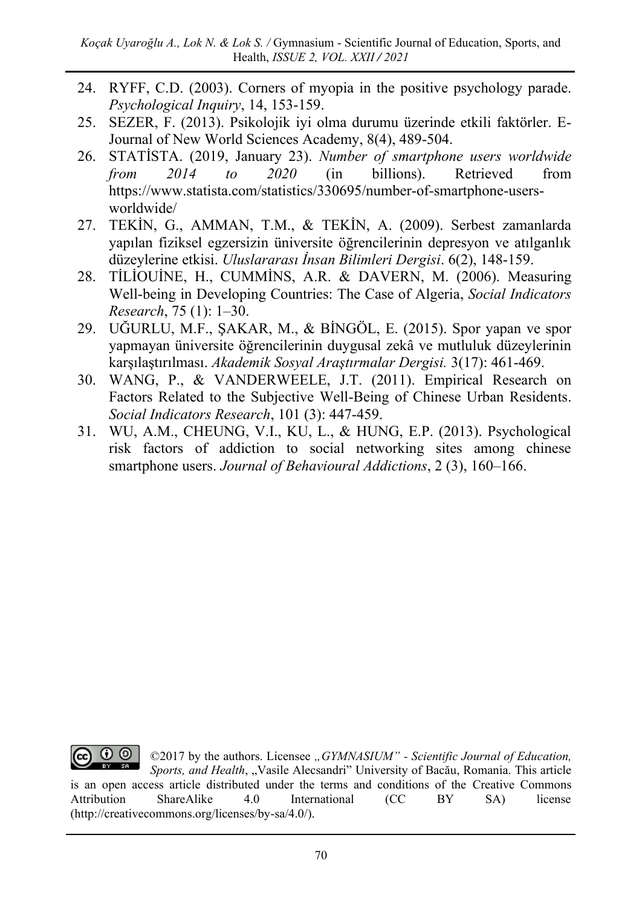24. RYFF, C.D. (2003). Corners of myopia in the positive psychology parade. *Psychological Inquiry*, 14, 153-159.
25. SEZER, F. (2013). Psikolojik iyi olma durumu üzerinde etkili faktörler. E-Journal of New World Sciences Academy, 8(4), 489-504.
26. STATİSTA. (2019, January 23). *Number of smartphone users worldwide from 2014 to 2020* (in billions). Retrieved from https://www.statista.com/statistics/330695/number-of-smartphone-users-worldwide/
27. TEKİN, G., AMMAN, T.M., & TEKİN, A. (2009). Serbest zamanlarda yapılan fiziksel egzersizin üniversite öğrencilerinin depresyon ve atılganlık düzeylerine etkisi. *Uluslararası İnsan Bilimleri Dergisi*. 6(2), 148-159.
28. TİLİOUİNE, H., CUMMİNS, A.R. & DAVERN, M. (2006). Measuring Well-being in Developing Countries: The Case of Algeria, *Social Indicators Research*, 75 (1): 1–30.
29. UĞURLU, M.F., ŞAKAR, M., & BİNGÖL, E. (2015). Spor yapan ve spor yapmayan üniversite öğrencilerinin duygusal zekâ ve mutluluk düzeylerinin karşılaştırılması. *Akademik Sosyal Araştırmalar Dergisi.* 3(17): 461-469.
30. WANG, P., & VANDERWEELE, J.T. (2011). Empirical Research on Factors Related to the Subjective Well-Being of Chinese Urban Residents. *Social Indicators Research*, 101 (3): 447-459.
31. WU, A.M., CHEUNG, V.I., KU, L., & HUNG, E.P. (2013). Psychological risk factors of addiction to social networking sites among chinese smartphone users. *Journal of Behavioural Addictions*, 2 (3), 160–166.

©2017 by the authors. Licensee *„GYMNASIUM" - Scientific Journal of Education, Sports, and Health*, „Vasile Alecsandri" University of Bacău, Romania. This article is an open access article distributed under the terms and conditions of the Creative Commons Attribution ShareAlike 4.0 International (CC BY SA) license (http://creativecommons.org/licenses/by-sa/4.0/).